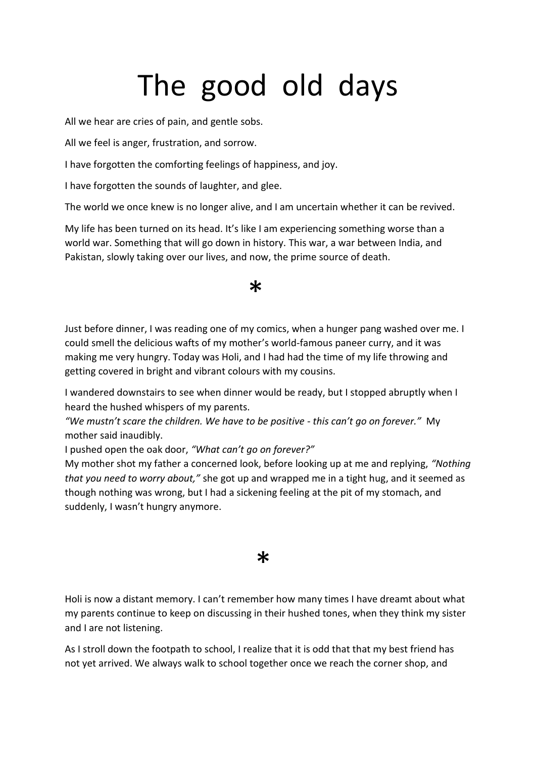# The good old days

All we hear are cries of pain, and gentle sobs.

All we feel is anger, frustration, and sorrow.

I have forgotten the comforting feelings of happiness, and joy.

I have forgotten the sounds of laughter, and glee.

The world we once knew is no longer alive, and I am uncertain whether it can be revived.

My life has been turned on its head. It's like I am experiencing something worse than a world war. Something that will go down in history. This war, a war between India, and Pakistan, slowly taking over our lives, and now, the prime source of death.

*

Just before dinner, I was reading one of my comics, when a hunger pang washed over me. I could smell the delicious wafts of my mother's world-famous paneer curry, and it was making me very hungry. Today was Holi, and I had had the time of my life throwing and getting covered in bright and vibrant colours with my cousins.

I wandered downstairs to see when dinner would be ready, but I stopped abruptly when I heard the hushed whispers of my parents.
*"We mustn't scare the children. We have to be positive - this can't go on forever."* My mother said inaudibly.
I pushed open the oak door, *"What can't go on forever?"*
My mother shot my father a concerned look, before looking up at me and replying, *"Nothing that you need to worry about,"* she got up and wrapped me in a tight hug, and it seemed as though nothing was wrong, but I had a sickening feeling at the pit of my stomach, and suddenly, I wasn't hungry anymore.

*

Holi is now a distant memory. I can't remember how many times I have dreamt about what my parents continue to keep on discussing in their hushed tones, when they think my sister and I are not listening.

As I stroll down the footpath to school, I realize that it is odd that that my best friend has not yet arrived. We always walk to school together once we reach the corner shop, and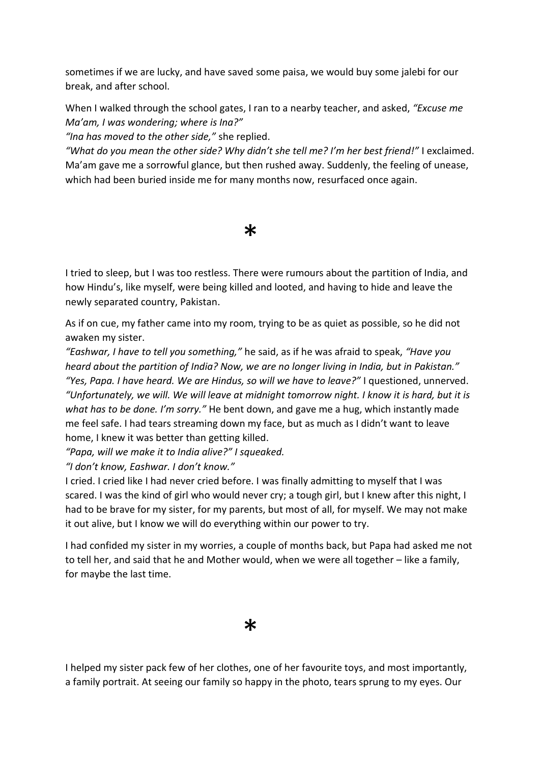sometimes if we are lucky, and have saved some paisa, we would buy some jalebi for our break, and after school.

When I walked through the school gates, I ran to a nearby teacher, and asked, *"Excuse me Ma'am, I was wondering; where is Ina?"*
*"Ina has moved to the other side,"* she replied.
*"What do you mean the other side? Why didn't she tell me? I'm her best friend!"* I exclaimed. Ma'am gave me a sorrowful glance, but then rushed away. Suddenly, the feeling of unease, which had been buried inside me for many months now, resurfaced once again.

*

I tried to sleep, but I was too restless. There were rumours about the partition of India, and how Hindu's, like myself, were being killed and looted, and having to hide and leave the newly separated country, Pakistan.

As if on cue, my father came into my room, trying to be as quiet as possible, so he did not awaken my sister.
*"Eashwar, I have to tell you something,"* he said, as if he was afraid to speak, *"Have you heard about the partition of India? Now, we are no longer living in India, but in Pakistan."*
*"Yes, Papa. I have heard. We are Hindus, so will we have to leave?"* I questioned, unnerved.
*"Unfortunately, we will. We will leave at midnight tomorrow night. I know it is hard, but it is what has to be done. I'm sorry."* He bent down, and gave me a hug, which instantly made me feel safe. I had tears streaming down my face, but as much as I didn't want to leave home, I knew it was better than getting killed.
*"Papa, will we make it to India alive?" I squeaked.*
*"I don't know, Eashwar. I don't know."*
I cried. I cried like I had never cried before. I was finally admitting to myself that I was scared. I was the kind of girl who would never cry; a tough girl, but I knew after this night, I had to be brave for my sister, for my parents, but most of all, for myself. We may not make it out alive, but I know we will do everything within our power to try.

I had confided my sister in my worries, a couple of months back, but Papa had asked me not to tell her, and said that he and Mother would, when we were all together – like a family, for maybe the last time.

*

I helped my sister pack few of her clothes, one of her favourite toys, and most importantly, a family portrait. At seeing our family so happy in the photo, tears sprung to my eyes. Our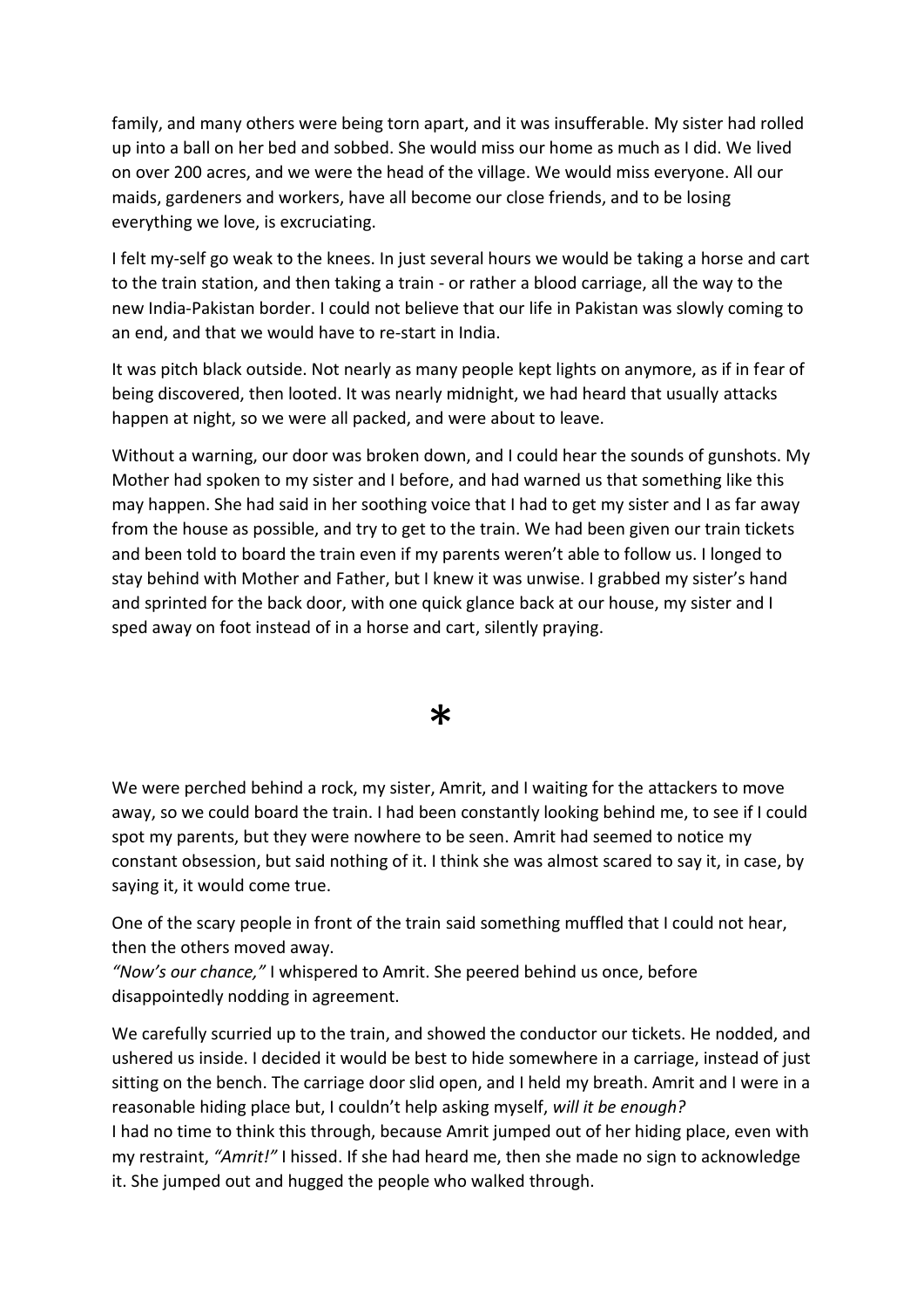family, and many others were being torn apart, and it was insufferable. My sister had rolled up into a ball on her bed and sobbed. She would miss our home as much as I did. We lived on over 200 acres, and we were the head of the village. We would miss everyone. All our maids, gardeners and workers, have all become our close friends, and to be losing everything we love, is excruciating.

I felt my-self go weak to the knees. In just several hours we would be taking a horse and cart to the train station, and then taking a train - or rather a blood carriage, all the way to the new India-Pakistan border. I could not believe that our life in Pakistan was slowly coming to an end, and that we would have to re-start in India.

It was pitch black outside. Not nearly as many people kept lights on anymore, as if in fear of being discovered, then looted. It was nearly midnight, we had heard that usually attacks happen at night, so we were all packed, and were about to leave.

Without a warning, our door was broken down, and I could hear the sounds of gunshots. My Mother had spoken to my sister and I before, and had warned us that something like this may happen. She had said in her soothing voice that I had to get my sister and I as far away from the house as possible, and try to get to the train. We had been given our train tickets and been told to board the train even if my parents weren't able to follow us. I longed to stay behind with Mother and Father, but I knew it was unwise. I grabbed my sister's hand and sprinted for the back door, with one quick glance back at our house, my sister and I sped away on foot instead of in a horse and cart, silently praying.

*

We were perched behind a rock, my sister, Amrit, and I waiting for the attackers to move away, so we could board the train. I had been constantly looking behind me, to see if I could spot my parents, but they were nowhere to be seen. Amrit had seemed to notice my constant obsession, but said nothing of it. I think she was almost scared to say it, in case, by saying it, it would come true.

One of the scary people in front of the train said something muffled that I could not hear, then the others moved away.

*"Now's our chance,"* I whispered to Amrit. She peered behind us once, before disappointedly nodding in agreement.

We carefully scurried up to the train, and showed the conductor our tickets. He nodded, and ushered us inside. I decided it would be best to hide somewhere in a carriage, instead of just sitting on the bench. The carriage door slid open, and I held my breath. Amrit and I were in a reasonable hiding place but, I couldn't help asking myself, *will it be enough?*

I had no time to think this through, because Amrit jumped out of her hiding place, even with my restraint, *"Amrit!"* I hissed. If she had heard me, then she made no sign to acknowledge it. She jumped out and hugged the people who walked through.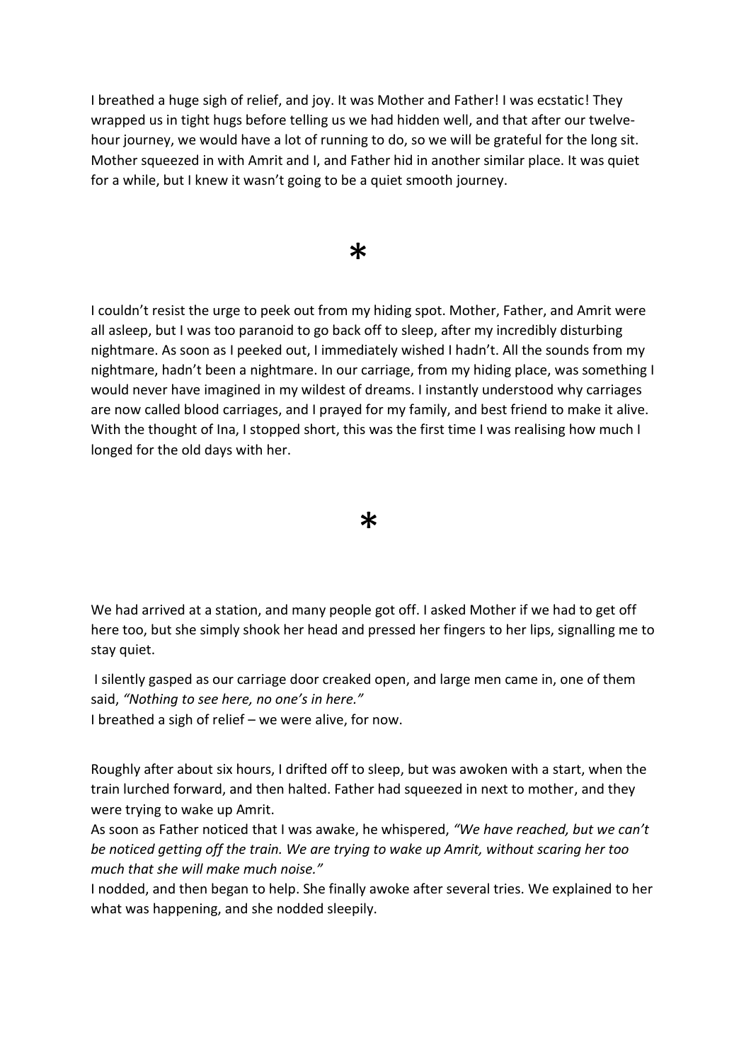I breathed a huge sigh of relief, and joy. It was Mother and Father! I was ecstatic! They wrapped us in tight hugs before telling us we had hidden well, and that after our twelve-hour journey, we would have a lot of running to do, so we will be grateful for the long sit. Mother squeezed in with Amrit and I, and Father hid in another similar place. It was quiet for a while, but I knew it wasn't going to be a quiet smooth journey.

*

I couldn't resist the urge to peek out from my hiding spot. Mother, Father, and Amrit were all asleep, but I was too paranoid to go back off to sleep, after my incredibly disturbing nightmare. As soon as I peeked out, I immediately wished I hadn't. All the sounds from my nightmare, hadn't been a nightmare. In our carriage, from my hiding place, was something I would never have imagined in my wildest of dreams. I instantly understood why carriages are now called blood carriages, and I prayed for my family, and best friend to make it alive. With the thought of Ina, I stopped short, this was the first time I was realising how much I longed for the old days with her.

*

We had arrived at a station, and many people got off. I asked Mother if we had to get off here too, but she simply shook her head and pressed her fingers to her lips, signalling me to stay quiet.

I silently gasped as our carriage door creaked open, and large men came in, one of them said, *"Nothing to see here, no one's in here."*
I breathed a sigh of relief – we were alive, for now.

Roughly after about six hours, I drifted off to sleep, but was awoken with a start, when the train lurched forward, and then halted. Father had squeezed in next to mother, and they were trying to wake up Amrit.
As soon as Father noticed that I was awake, he whispered, *"We have reached, but we can't be noticed getting off the train. We are trying to wake up Amrit, without scaring her too much that she will make much noise."*
I nodded, and then began to help. She finally awoke after several tries. We explained to her what was happening, and she nodded sleepily.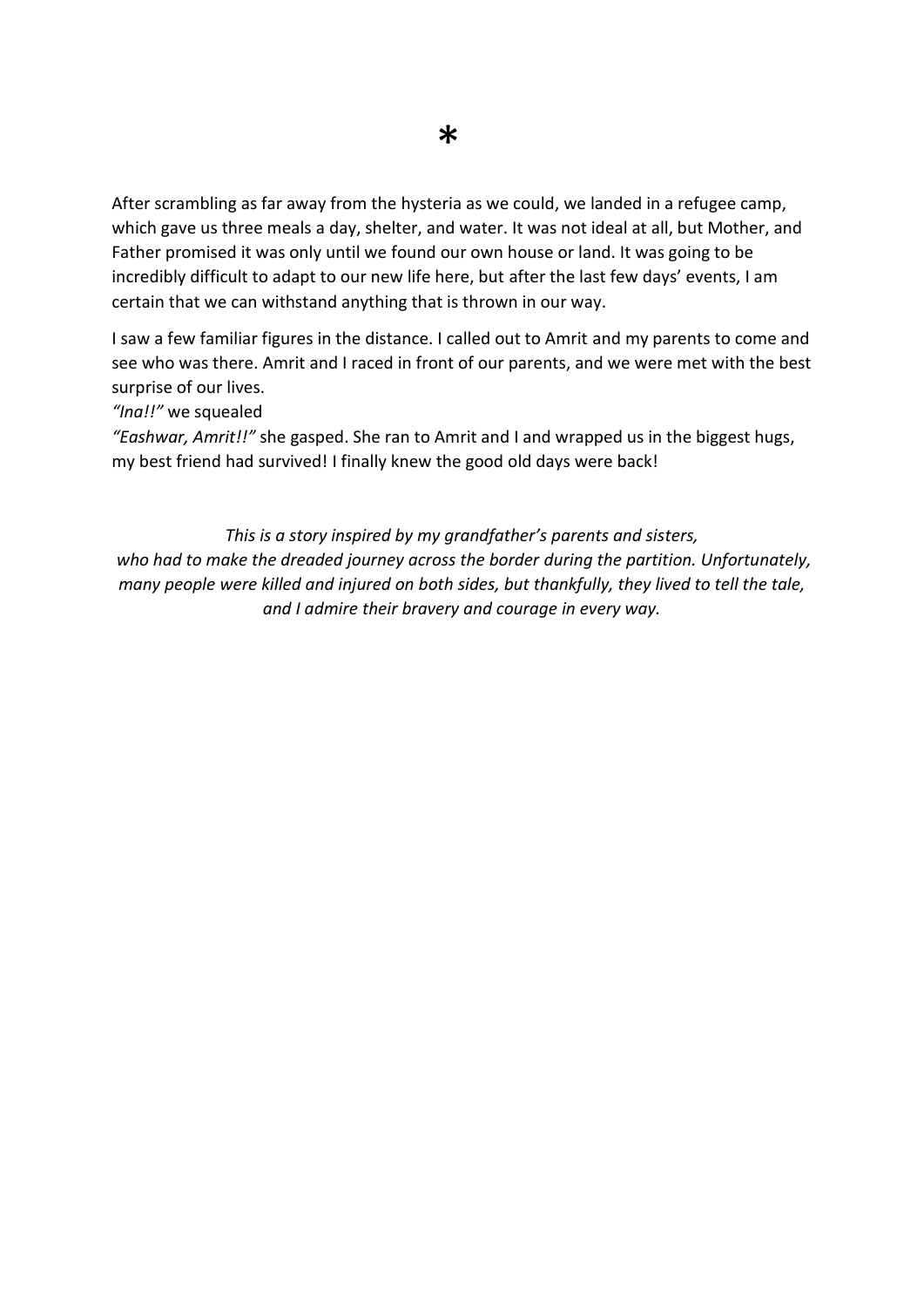*

After scrambling as far away from the hysteria as we could, we landed in a refugee camp, which gave us three meals a day, shelter, and water. It was not ideal at all, but Mother, and Father promised it was only until we found our own house or land. It was going to be incredibly difficult to adapt to our new life here, but after the last few days' events, I am certain that we can withstand anything that is thrown in our way.

I saw a few familiar figures in the distance. I called out to Amrit and my parents to come and see who was there. Amrit and I raced in front of our parents, and we were met with the best surprise of our lives.
*"Ina!!"* we squealed
*"Eashwar, Amrit!!"* she gasped. She ran to Amrit and I and wrapped us in the biggest hugs, my best friend had survived! I finally knew the good old days were back!

*This is a story inspired by my grandfather's parents and sisters, who had to make the dreaded journey across the border during the partition. Unfortunately, many people were killed and injured on both sides, but thankfully, they lived to tell the tale, and I admire their bravery and courage in every way.*